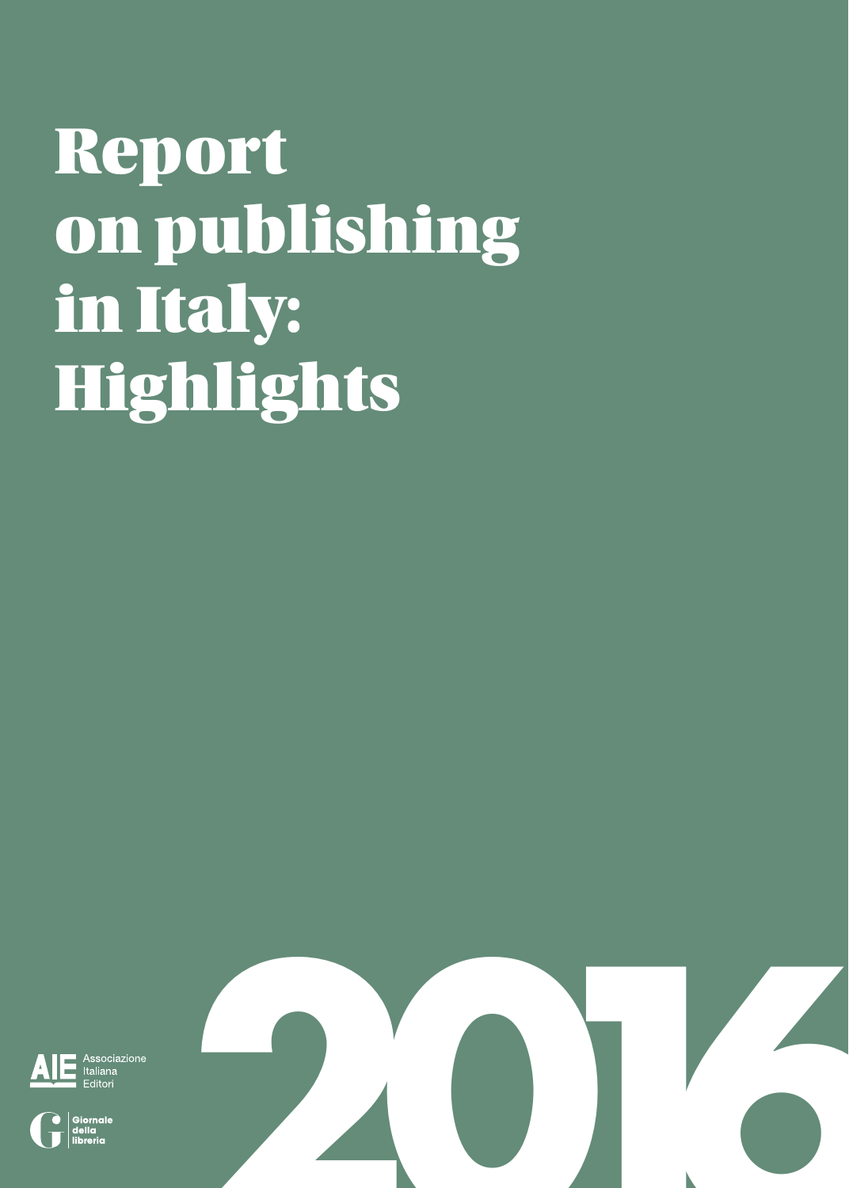# Report on publishing in Italy: Highlights

2016

AIE Associazione Italiana Editori

Giornale della libreria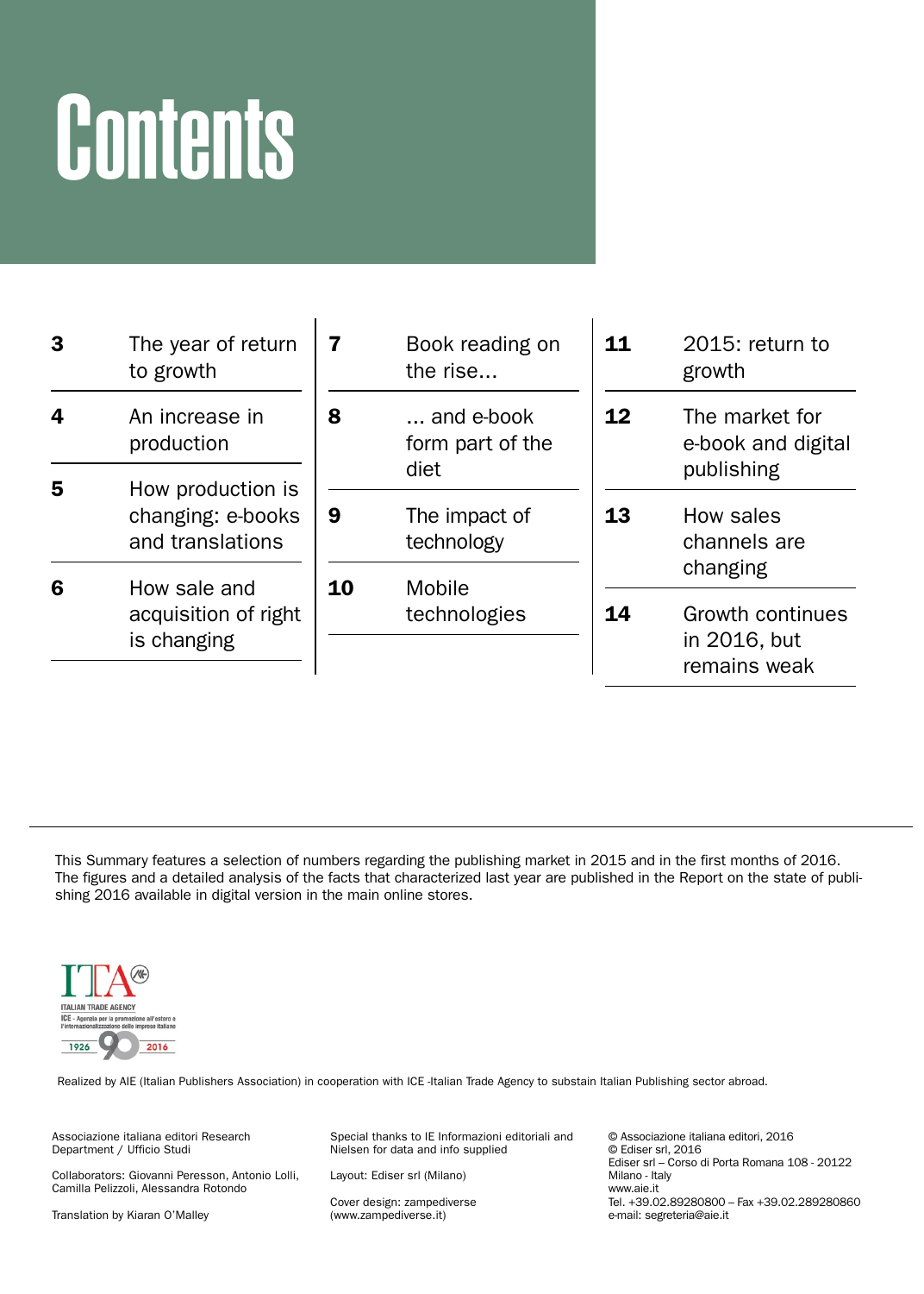# Contents

| | |
|---|---|
| 3 | The year of return to growth |
| 4 | An increase in production |
| 5 | How production is changing: e-books and translations |
| 6 | How sale and acquisition of right is changing |
| 7 | Book reading on the rise... |
| 8 | ... and e-book form part of the diet |
| 9 | The impact of technology |
| 10 | Mobile technologies |
| 11 | 2015: return to growth |
| 12 | The market for e-book and digital publishing |
| 13 | How sales channels are changing |
| 14 | Growth continues in 2016, but remains weak |

This Summary features a selection of numbers regarding the publishing market in 2015 and in the first months of 2016. The figures and a detailed analysis of the facts that characterized last year are published in the Report on the state of publishing 2016 available in digital version in the main online stores.

ITA
ITALIAN TRADE AGENCY
ICE - Agenzia per la promozione all'estero e l'internazionalizzazione delle imprese italiane
1926 90 2016

Realized by AIE (Italian Publishers Association) in cooperation with ICE -Italian Trade Agency to substain Italian Publishing sector abroad.

Associazione italiana editori Research Department / Ufficio Studi

Collaborators: Giovanni Peresson, Antonio Lolli, Camilla Pelizzoli, Alessandra Rotondo

Translation by Kiaran O'Malley

Special thanks to IE Informazioni editoriali and Nielsen for data and info supplied

Layout: Ediser srl (Milano)

Cover design: zampediverse (www.zampediverse.it)

© Associazione italiana editori, 2016
© Ediser srl, 2016
Ediser srl – Corso di Porta Romana 108 - 20122 Milano - Italy
www.aie.it
Tel. +39.02.89280800 – Fax +39.02.289280860
e-mail: segreteria@aie.it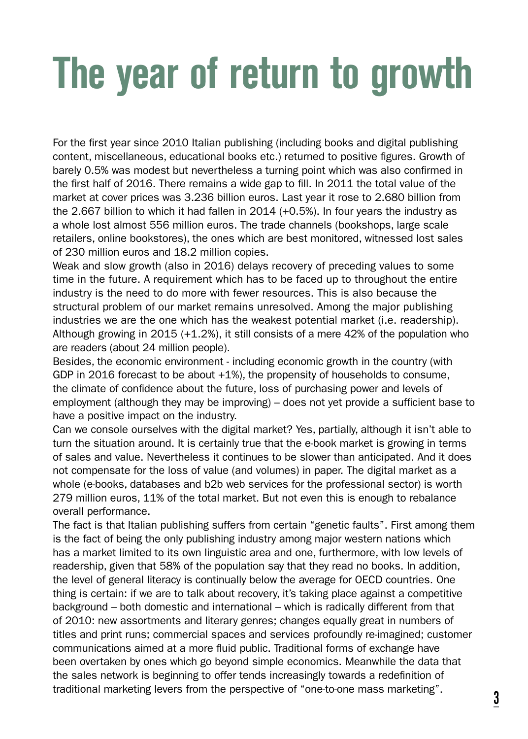# The year of return to growth

For the first year since 2010 Italian publishing (including books and digital publishing content, miscellaneous, educational books etc.) returned to positive figures. Growth of barely 0.5% was modest but nevertheless a turning point which was also confirmed in the first half of 2016. There remains a wide gap to fill. In 2011 the total value of the market at cover prices was 3.236 billion euros. Last year it rose to 2.680 billion from the 2.667 billion to which it had fallen in 2014 (+0.5%). In four years the industry as a whole lost almost 556 million euros. The trade channels (bookshops, large scale retailers, online bookstores), the ones which are best monitored, witnessed lost sales of 230 million euros and 18.2 million copies.

Weak and slow growth (also in 2016) delays recovery of preceding values to some time in the future. A requirement which has to be faced up to throughout the entire industry is the need to do more with fewer resources. This is also because the structural problem of our market remains unresolved. Among the major publishing industries we are the one which has the weakest potential market (i.e. readership). Although growing in 2015 (+1.2%), it still consists of a mere 42% of the population who are readers (about 24 million people).

Besides, the economic environment - including economic growth in the country (with GDP in 2016 forecast to be about +1%), the propensity of households to consume, the climate of confidence about the future, loss of purchasing power and levels of employment (although they may be improving) – does not yet provide a sufficient base to have a positive impact on the industry.

Can we console ourselves with the digital market? Yes, partially, although it isn't able to turn the situation around. It is certainly true that the e-book market is growing in terms of sales and value. Nevertheless it continues to be slower than anticipated. And it does not compensate for the loss of value (and volumes) in paper. The digital market as a whole (e-books, databases and b2b web services for the professional sector) is worth 279 million euros, 11% of the total market. But not even this is enough to rebalance overall performance.

The fact is that Italian publishing suffers from certain "genetic faults". First among them is the fact of being the only publishing industry among major western nations which has a market limited to its own linguistic area and one, furthermore, with low levels of readership, given that 58% of the population say that they read no books. In addition, the level of general literacy is continually below the average for OECD countries. One thing is certain: if we are to talk about recovery, it's taking place against a competitive background – both domestic and international – which is radically different from that of 2010: new assortments and literary genres; changes equally great in numbers of titles and print runs; commercial spaces and services profoundly re-imagined; customer communications aimed at a more fluid public. Traditional forms of exchange have been overtaken by ones which go beyond simple economics. Meanwhile the data that the sales network is beginning to offer tends increasingly towards a redefinition of traditional marketing levers from the perspective of "one-to-one mass marketing".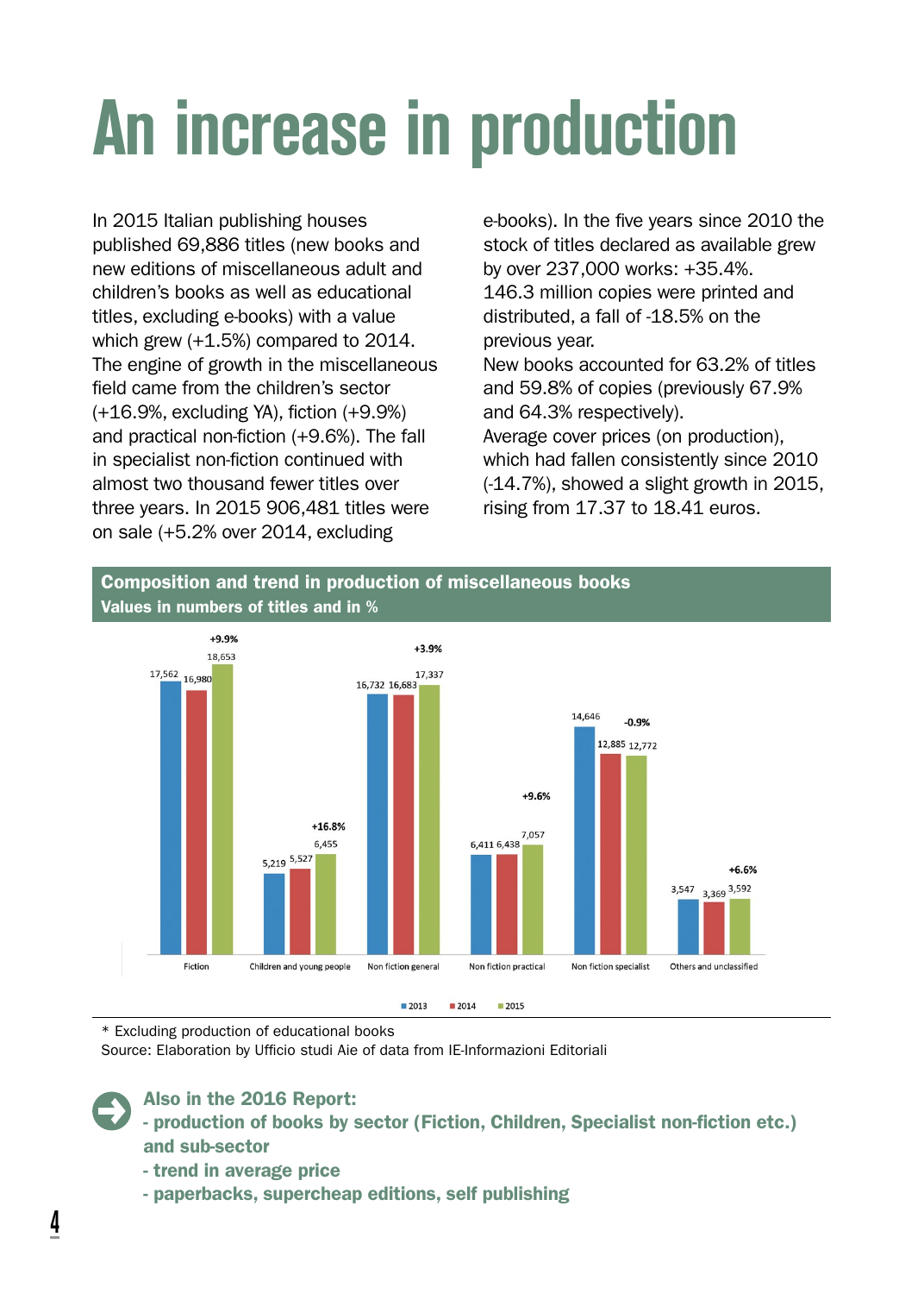# An increase in production

In 2015 Italian publishing houses published 69,886 titles (new books and new editions of miscellaneous adult and children's books as well as educational titles, excluding e-books) with a value which grew (+1.5%) compared to 2014. The engine of growth in the miscellaneous field came from the children's sector (+16.9%, excluding YA), fiction (+9.9%) and practical non-fiction (+9.6%). The fall in specialist non-fiction continued with almost two thousand fewer titles over three years. In 2015 906,481 titles were on sale (+5.2% over 2014, excluding e-books). In the five years since 2010 the stock of titles declared as available grew by over 237,000 works: +35.4%.
146.3 million copies were printed and distributed, a fall of -18.5% on the previous year.
New books accounted for 63.2% of titles and 59.8% of copies (previously 67.9% and 64.3% respectively).
Average cover prices (on production), which had fallen consistently since 2010 (-14.7%), showed a slight growth in 2015, rising from 17.37 to 18.41 euros.

**Composition and trend in production of miscellaneous books**
**Values in numbers of titles and in %**

| | 2013 | 2014 | 2015 | % change |
|---|---|---|---|---|
| Fiction | 17,562 | 16,980 | 18,653 | +9.9% |
| Children and young people | 5,219 | 5,527 | 6,455 | +16.8% |
| Non fiction general | 16,732 | 16,683 | 17,337 | +3.9% |
| Non fiction practical | 6,411 | 6,438 | 7,057 | +9.6% |
| Non fiction specialist | 14,646 | 12,885 | 12,772 | -0.9% |
| Others and unclassified | 3,547 | 3,369 | 3,592 | +6.6% |

\* Excluding production of educational books
Source: Elaboration by Ufficio studi Aie of data from IE-Informazioni Editoriali

**Also in the 2016 Report:**
- **production of books by sector (Fiction, Children, Specialist non-fiction etc.) and sub-sector**
- **trend in average price**
- **paperbacks, supercheap editions, self publishing**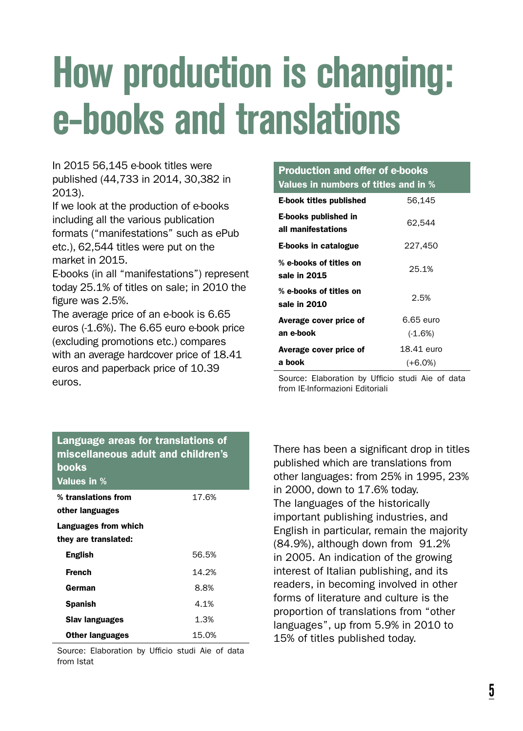# How production is changing: e-books and translations

In 2015 56,145 e-book titles were published (44,733 in 2014, 30,382 in 2013).

If we look at the production of e-books including all the various publication formats ("manifestations" such as ePub etc.), 62,544 titles were put on the market in 2015.

E-books (in all "manifestations") represent today 25.1% of titles on sale; in 2010 the figure was 2.5%.

The average price of an e-book is 6.65 euros (-1.6%). The 6.65 euro e-book price (excluding promotions etc.) compares with an average hardcover price of 18.41 euros and paperback price of 10.39 euros.

**Production and offer of e-books**
**Values in numbers of titles and in %**

| | |
|---|---|
| **E-book titles published** | 56,145 |
| **E-books published in all manifestations** | 62,544 |
| **E-books in catalogue** | 227,450 |
| **% e-books of titles on sale in 2015** | 25.1% |
| **% e-books of titles on sale in 2010** | 2.5% |
| **Average cover price of an e-book** | 6.65 euro (-1.6%) |
| **Average cover price of a book** | 18.41 euro (+6.0%) |

Source: Elaboration by Ufficio studi Aie of data from IE-Informazioni Editoriali

**Language areas for translations of miscellaneous adult and children's books**
**Values in %**

| | |
|---|---|
| **% translations from other languages** | 17.6% |
| **Languages from which they are translated:** | |
| **English** | 56.5% |
| **French** | 14.2% |
| **German** | 8.8% |
| **Spanish** | 4.1% |
| **Slav languages** | 1.3% |
| **Other languages** | 15.0% |

Source: Elaboration by Ufficio studi Aie of data from Istat

There has been a significant drop in titles published which are translations from other languages: from 25% in 1995, 23% in 2000, down to 17.6% today.

The languages of the historically important publishing industries, and English in particular, remain the majority (84.9%), although down from 91.2% in 2005. An indication of the growing interest of Italian publishing, and its readers, in becoming involved in other forms of literature and culture is the proportion of translations from "other languages", up from 5.9% in 2010 to 15% of titles published today.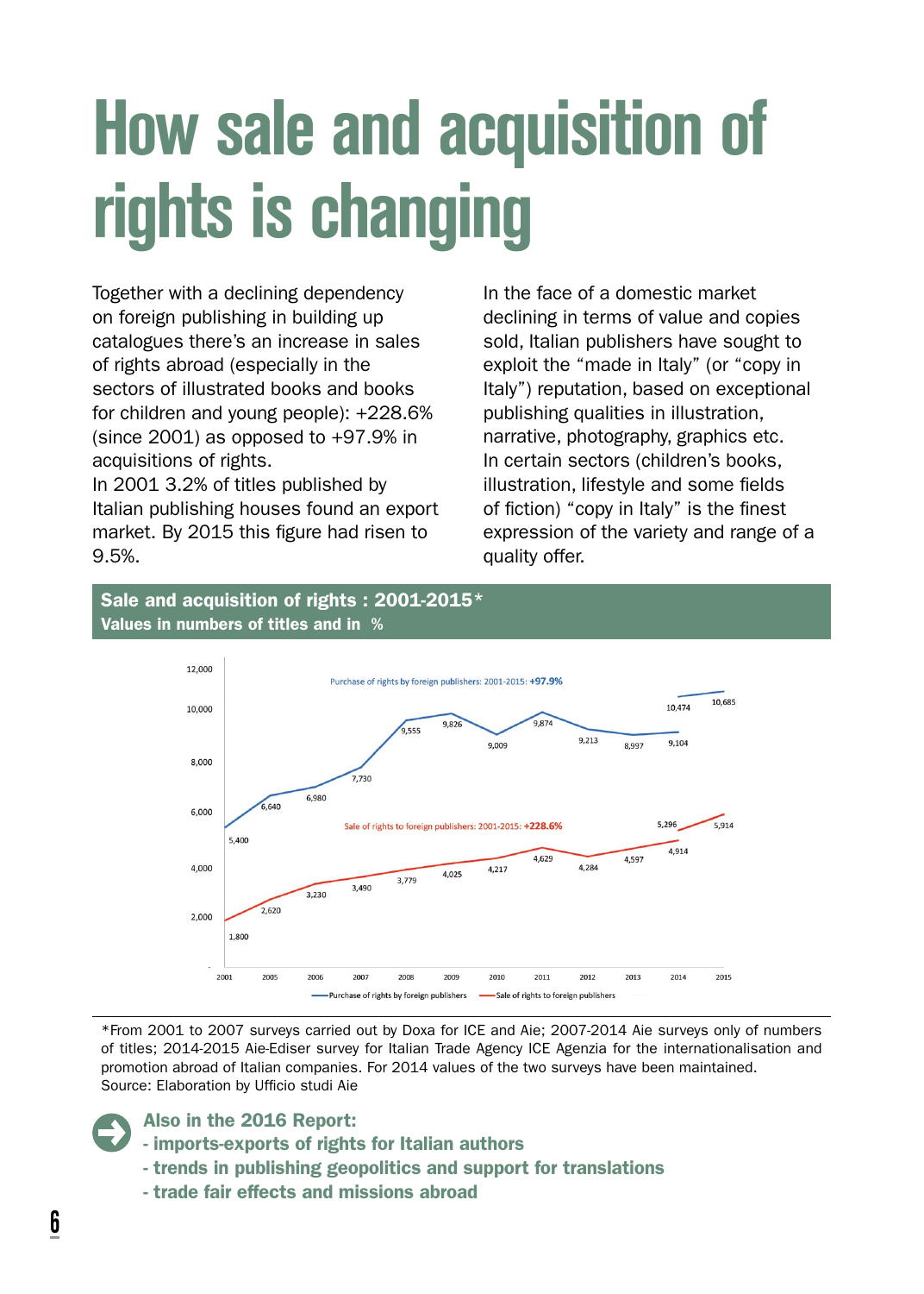# How sale and acquisition of rights is changing

Together with a declining dependency on foreign publishing in building up catalogues there's an increase in sales of rights abroad (especially in the sectors of illustrated books and books for children and young people): +228.6% (since 2001) as opposed to +97.9% in acquisitions of rights.
In 2001 3.2% of titles published by Italian publishing houses found an export market. By 2015 this figure had risen to 9.5%.

In the face of a domestic market declining in terms of value and copies sold, Italian publishers have sought to exploit the "made in Italy" (or "copy in Italy") reputation, based on exceptional publishing qualities in illustration, narrative, photography, graphics etc.
In certain sectors (children's books, illustration, lifestyle and some fields of fiction) "copy in Italy" is the finest expression of the variety and range of a quality offer.

## Sale and acquisition of rights : 2001-2015*
**Values in numbers of titles and in %**

Purchase of rights by foreign publishers: 2001-2015: **+97.9%**
Sale of rights to foreign publishers: 2001-2015: **+228.6%**

| Year | Purchase of rights by foreign publishers | Sale of rights to foreign publishers |
|---|---|---|
| 2001 | 5,400 | 1,800 |
| 2005 | 6,640 | 2,620 |
| 2006 | 6,980 | 3,230 |
| 2007 | 7,730 | 3,490 |
| 2008 | 9,555 | 3,779 |
| 2009 | 9,826 | 4,025 |
| 2010 | 9,009 | 4,217 |
| 2011 | 9,874 | 4,629 |
| 2012 | 9,213 | 4,284 |
| 2013 | 8,997 | 4,597 |
| 2014 | 9,104 | 4,914 |
| 2014 | 10,474 | 5,296 |
| 2015 | 10,685 | 5,914 |

*From 2001 to 2007 surveys carried out by Doxa for ICE and Aie; 2007-2014 Aie surveys only of numbers of titles; 2014-2015 Aie-Ediser survey for Italian Trade Agency ICE Agenzia for the internationalisation and promotion abroad of Italian companies. For 2014 values of the two surveys have been maintained.
Source: Elaboration by Ufficio studi Aie

**Also in the 2016 Report:**
- **imports-exports of rights for Italian authors**
- **trends in publishing geopolitics and support for translations**
- **trade fair effects and missions abroad**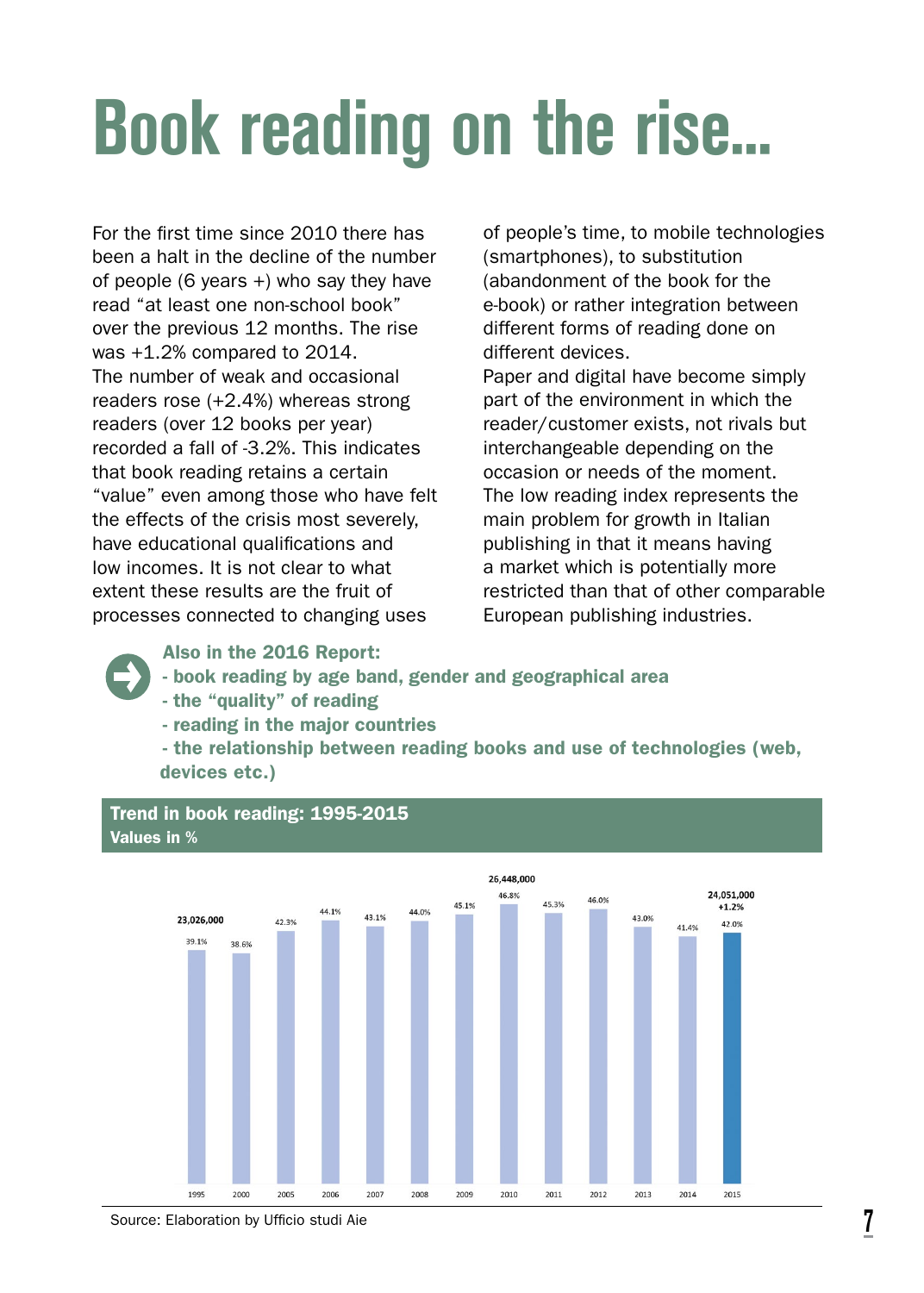# Book reading on the rise...

For the first time since 2010 there has been a halt in the decline of the number of people (6 years +) who say they have read "at least one non-school book" over the previous 12 months. The rise was +1.2% compared to 2014.
The number of weak and occasional readers rose (+2.4%) whereas strong readers (over 12 books per year) recorded a fall of -3.2%. This indicates that book reading retains a certain "value" even among those who have felt the effects of the crisis most severely, have educational qualifications and low incomes. It is not clear to what extent these results are the fruit of processes connected to changing uses of people's time, to mobile technologies (smartphones), to substitution (abandonment of the book for the e-book) or rather integration between different forms of reading done on different devices.
Paper and digital have become simply part of the environment in which the reader/customer exists, not rivals but interchangeable depending on the occasion or needs of the moment.
The low reading index represents the main problem for growth in Italian publishing in that it means having a market which is potentially more restricted than that of other comparable European publishing industries.

**Also in the 2016 Report:**
- **book reading by age band, gender and geographical area**
- **the "quality" of reading**
- **reading in the major countries**
- **the relationship between reading books and use of technologies (web, devices etc.)**

**Trend in book reading: 1995-2015**
**Values in %**

| Year | % | Readers |
|---|---|---|
| 1995 | 39.1% | 23,026,000 |
| 2000 | 38.6% | |
| 2005 | 42.3% | |
| 2006 | 44.1% | |
| 2007 | 43.1% | |
| 2008 | 44.0% | |
| 2009 | 45.1% | |
| 2010 | 46.8% | 26,448,000 |
| 2011 | 45.3% | |
| 2012 | 46.0% | |
| 2013 | 43.0% | |
| 2014 | 41.4% | |
| 2015 | 42.0% | 24,051,000 (+1.2%) |

Source: Elaboration by Ufficio studi Aie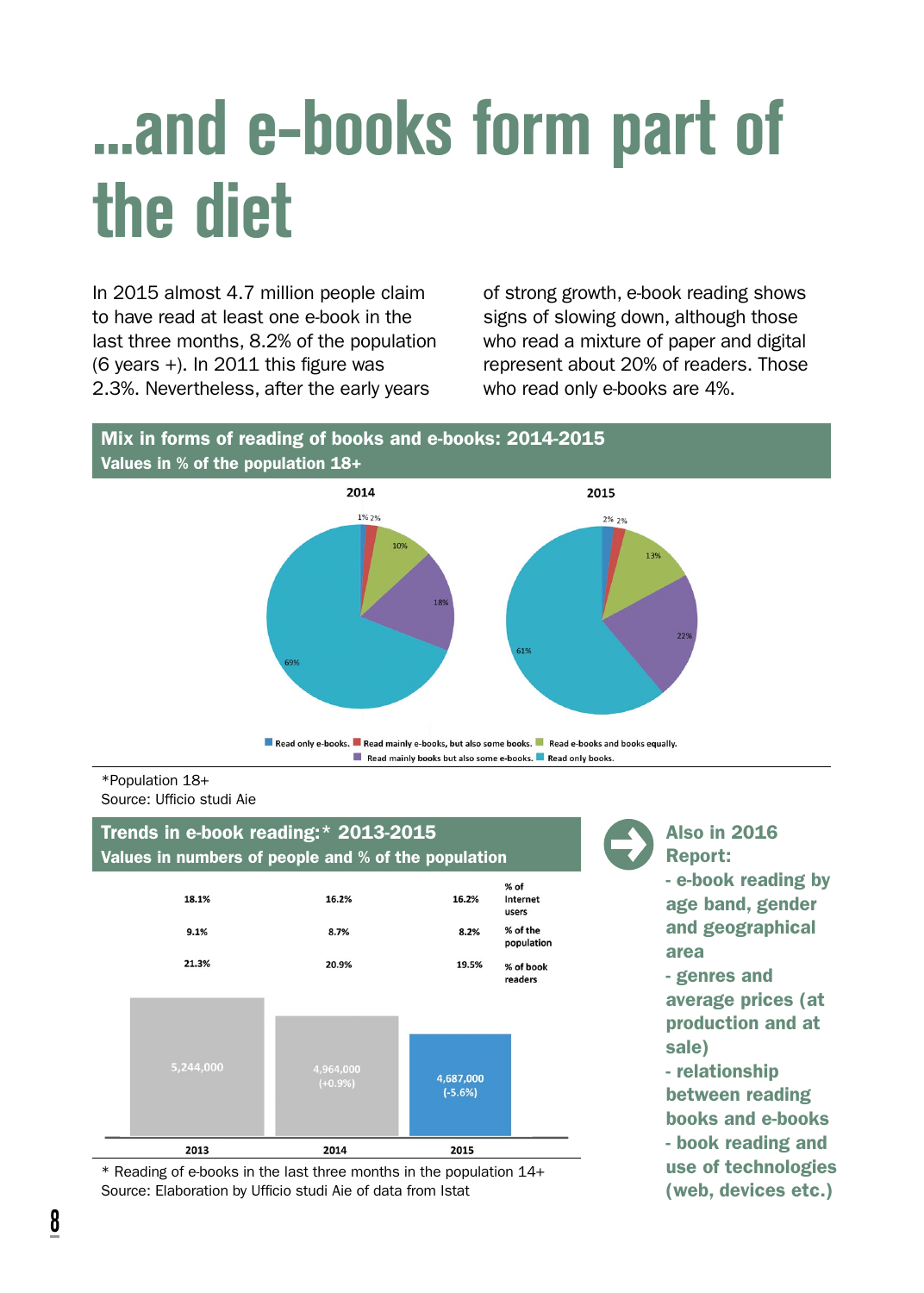# ...and e-books form part of the diet

In 2015 almost 4.7 million people claim to have read at least one e-book in the last three months, 8.2% of the population (6 years +). In 2011 this figure was 2.3%. Nevertheless, after the early years of strong growth, e-book reading shows signs of slowing down, although those who read a mixture of paper and digital represent about 20% of readers. Those who read only e-books are 4%.

## Mix in forms of reading of books and e-books: 2014-2015

**Values in % of the population 18+**

| | 2014 | 2015 |
|---|---|---|
| Read only e-books. | 1% | 2% |
| Read mainly e-books, but also some books. | 2% | 2% |
| Read e-books and books equally. | 10% | 13% |
| Read mainly books but also some e-books. | 18% | 22% |
| Read only books. | 69% | 61% |

*Population 18+
Source: Ufficio studi Aie

## Trends in e-book reading:* 2013-2015

**Values in numbers of people and % of the population**

| | 2013 | 2014 | 2015 |
|---|---|---|---|
| % of Internet users | 18.1% | 16.2% | 16.2% |
| % of the population | 9.1% | 8.7% | 8.2% |
| % of book readers | 21.3% | 20.9% | 19.5% |
| Number of people | 5,244,000 | 4,964,000 (+0.9%) | 4,687,000 (-5.6%) |

\* Reading of e-books in the last three months in the population 14+
Source: Elaboration by Ufficio studi Aie of data from Istat

**Also in 2016 Report:**

- e-book reading by age band, gender and geographical area
- genres and average prices (at production and at sale)
- relationship between reading books and e-books
- book reading and use of technologies (web, devices etc.)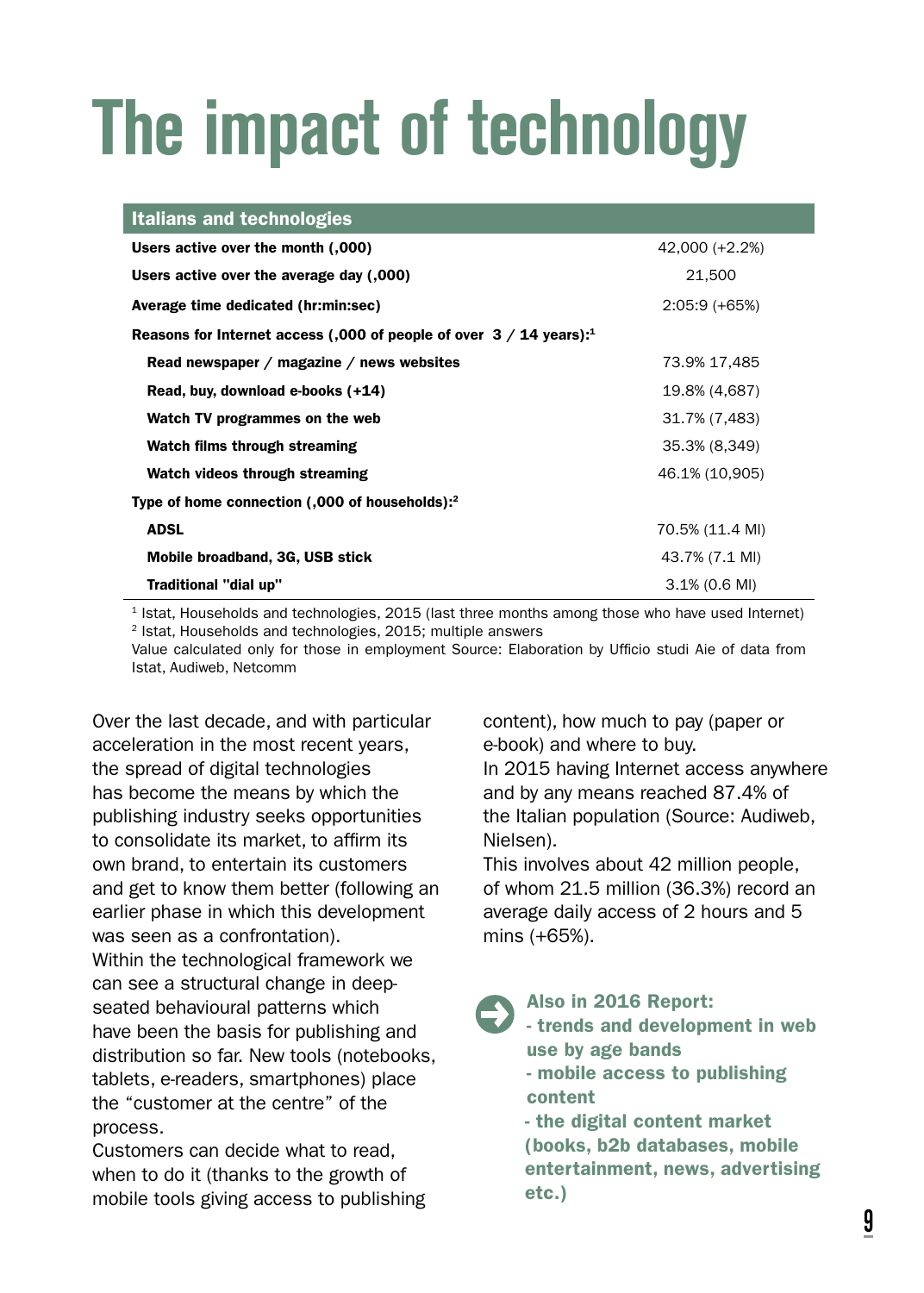# The impact of technology

| Italians and technologies | |
|---|---|
| **Users active over the month (,000)** | 42,000 (+2.2%) |
| **Users active over the average day (,000)** | 21,500 |
| **Average time dedicated (hr:min:sec)** | 2:05:9 (+65%) |
| **Reasons for Internet access (,000 of people of over 3 / 14 years):**[1] | |
| **Read newspaper / magazine / news websites** | 73.9% 17,485 |
| **Read, buy, download e-books (+14)** | 19.8% (4,687) |
| **Watch TV programmes on the web** | 31.7% (7,483) |
| **Watch films through streaming** | 35.3% (8,349) |
| **Watch videos through streaming** | 46.1% (10,905) |
| **Type of home connection (,000 of households):**[2] | |
| **ADSL** | 70.5% (11.4 Ml) |
| **Mobile broadband, 3G, USB stick** | 43.7% (7.1 Ml) |
| **Traditional "dial up"** | 3.1% (0.6 Ml) |

[1] Istat, Households and technologies, 2015 (last three months among those who have used Internet)
[2] Istat, Households and technologies, 2015; multiple answers
Value calculated only for those in employment Source: Elaboration by Ufficio studi Aie of data from Istat, Audiweb, Netcomm

Over the last decade, and with particular acceleration in the most recent years, the spread of digital technologies has become the means by which the publishing industry seeks opportunities to consolidate its market, to affirm its own brand, to entertain its customers and get to know them better (following an earlier phase in which this development was seen as a confrontation).
Within the technological framework we can see a structural change in deep-seated behavioural patterns which have been the basis for publishing and distribution so far. New tools (notebooks, tablets, e-readers, smartphones) place the “customer at the centre” of the process.
Customers can decide what to read, when to do it (thanks to the growth of mobile tools giving access to publishing content), how much to pay (paper or e-book) and where to buy.
In 2015 having Internet access anywhere and by any means reached 87.4% of the Italian population (Source: Audiweb, Nielsen).
This involves about 42 million people, of whom 21.5 million (36.3%) record an average daily access of 2 hours and 5 mins (+65%).

**Also in 2016 Report:**
**- trends and development in web use by age bands**
**- mobile access to publishing content**
**- the digital content market (books, b2b databases, mobile entertainment, news, advertising etc.)**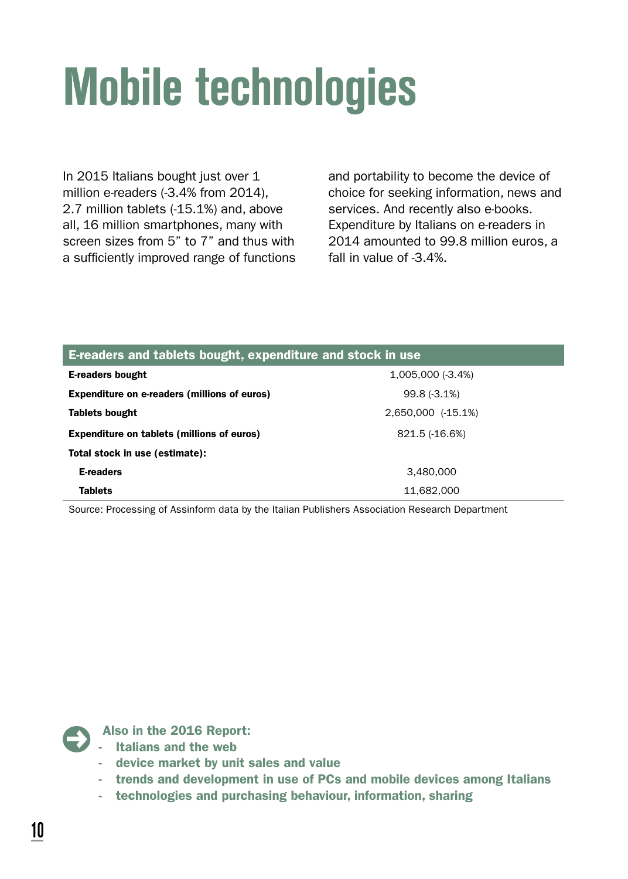# Mobile technologies

In 2015 Italians bought just over 1 million e-readers (-3.4% from 2014), 2.7 million tablets (-15.1%) and, above all, 16 million smartphones, many with screen sizes from 5" to 7" and thus with a sufficiently improved range of functions and portability to become the device of choice for seeking information, news and services. And recently also e-books. Expenditure by Italians on e-readers in 2014 amounted to 99.8 million euros, a fall in value of -3.4%.

| E-readers and tablets bought, expenditure and stock in use | |
|---|---|
| **E-readers bought** | 1,005,000 (-3.4%) |
| **Expenditure on e-readers (millions of euros)** | 99.8 (-3.1%) |
| **Tablets bought** | 2,650,000 (-15.1%) |
| **Expenditure on tablets (millions of euros)** | 821.5 (-16.6%) |
| **Total stock in use (estimate):** | |
| **E-readers** | 3,480,000 |
| **Tablets** | 11,682,000 |

Source: Processing of Assinform data by the Italian Publishers Association Research Department

**Also in the 2016 Report:**

- **Italians and the web**
- **device market by unit sales and value**
- **trends and development in use of PCs and mobile devices among Italians**
- **technologies and purchasing behaviour, information, sharing**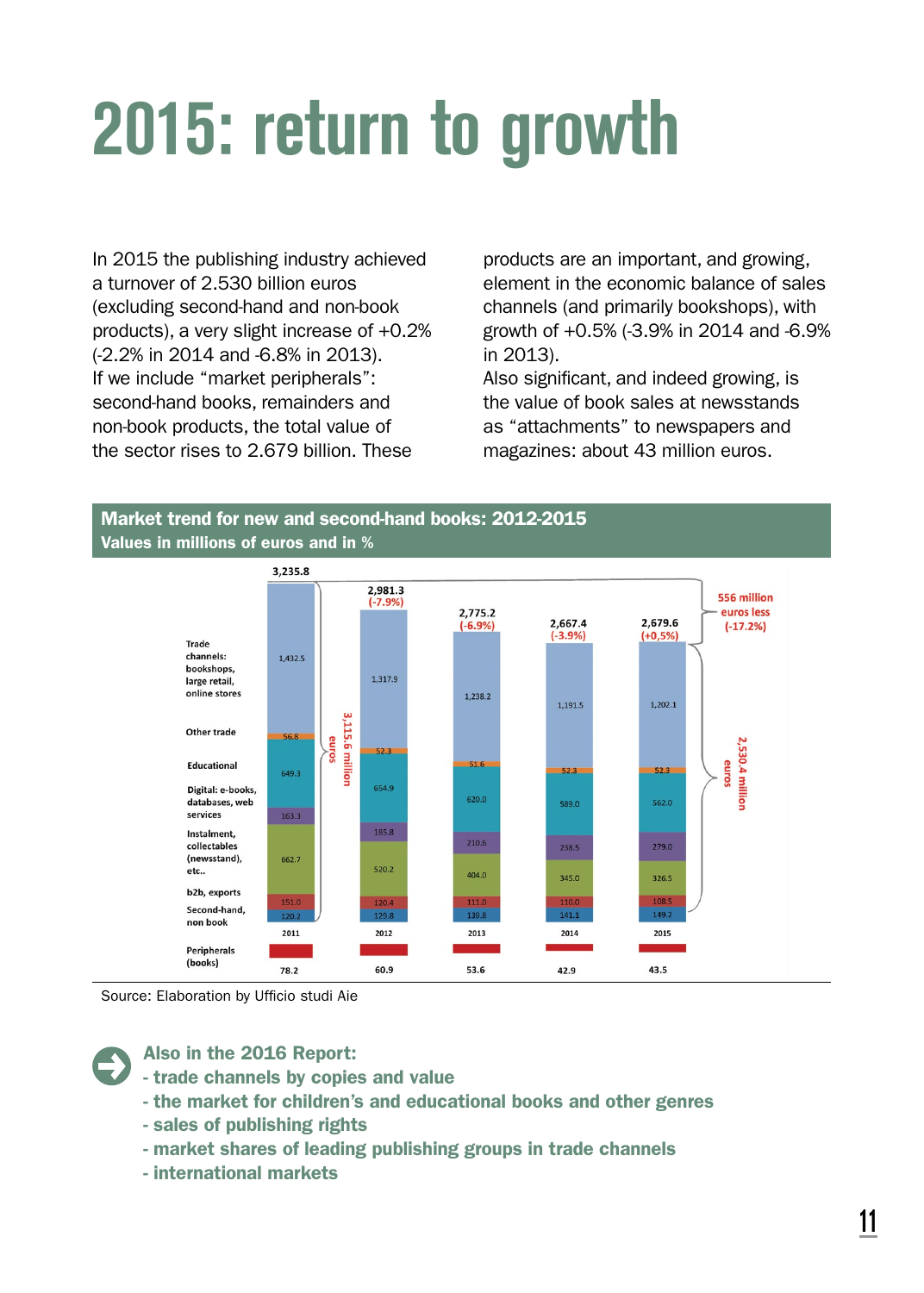# 2015: return to growth

In 2015 the publishing industry achieved a turnover of 2.530 billion euros (excluding second-hand and non-book products), a very slight increase of +0.2% (-2.2% in 2014 and -6.8% in 2013).
If we include "market peripherals": second-hand books, remainders and non-book products, the total value of the sector rises to 2.679 billion. These products are an important, and growing, element in the economic balance of sales channels (and primarily bookshops), with growth of +0.5% (-3.9% in 2014 and -6.9% in 2013).
Also significant, and indeed growing, is the value of book sales at newsstands as "attachments" to newspapers and magazines: about 43 million euros.

**Market trend for new and second-hand books: 2012-2015**
**Values in millions of euros and in %**

| | 2011 | 2012 | 2013 | 2014 | 2015 |
|---|---|---|---|---|---|
| Total | 3,235.8 | 2,981.3 (-7.9%) | 2,775.2 (-6.9%) | 2,667.4 (-3.9%) | 2,679.6 (+0,5%) |
| Trade channels: bookshops, large retail, online stores | 1,432.5 | 1,317.9 | 1,238.2 | 1,191.5 | 1,202.1 |
| Other trade | 56.8 | 52.3 | 51.6 | 52.3 | 52.3 |
| Educational | 649.3 | 654.9 | 620.0 | 589.0 | 562.0 |
| Digital: e-books, databases, web services | 163.3 | 185.8 | 210.6 | 238.5 | 279.0 |
| Instalment, collectables (newsstand), etc.. | 662.7 | 520.2 | 404.0 | 345.0 | 326.5 |
| b2b, exports | 151.0 | 120.4 | 111.0 | 110.0 | 108.5 |
| Second-hand, non book | 120.2 | 129.8 | 139.8 | 141.1 | 149.2 |
| Peripherals (books) | 78.2 | 60.9 | 53.6 | 42.9 | 43.5 |

2011: 3,115.6 million euros; 2015: 2,530.4 million euros; 556 million euros less (-17.2%)

Source: Elaboration by Ufficio studi Aie

**Also in the 2016 Report:**
- **trade channels by copies and value**
- **the market for children's and educational books and other genres**
- **sales of publishing rights**
- **market shares of leading publishing groups in trade channels**
- **international markets**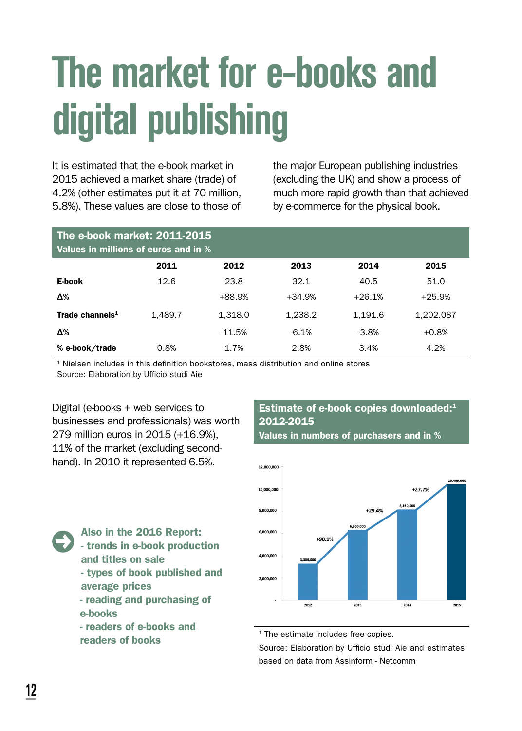# The market for e-books and digital publishing

It is estimated that the e-book market in 2015 achieved a market share (trade) of 4.2% (other estimates put it at 70 million, 5.8%). These values are close to those of the major European publishing industries (excluding the UK) and show a process of much more rapid growth than that achieved by e-commerce for the physical book.

**The e-book market: 2011-2015**
**Values in millions of euros and in %**

| | 2011 | 2012 | 2013 | 2014 | 2015 |
|---|---|---|---|---|---|
| **E-book** | 12.6 | 23.8 | 32.1 | 40.5 | 51.0 |
| **Δ%** | | +88.9% | +34.9% | +26.1% | +25.9% |
| **Trade channels[1]** | 1,489.7 | 1,318.0 | 1,238.2 | 1,191.6 | 1,202.087 |
| **Δ%** | | -11.5% | -6.1% | -3.8% | +0.8% |
| **% e-book/trade** | 0.8% | 1.7% | 2.8% | 3.4% | 4.2% |

[1] Nielsen includes in this definition bookstores, mass distribution and online stores
Source: Elaboration by Ufficio studi Aie

Digital (e-books + web services to businesses and professionals) was worth 279 million euros in 2015 (+16.9%), 11% of the market (excluding second-hand). In 2010 it represented 6.5%.

**Also in the 2016 Report:**
- **trends in e-book production and titles on sale**
- **types of book published and average prices**
- **reading and purchasing of e-books**
- **readers of e-books and readers of books**

**Estimate of e-book copies downloaded:[1] 2012-2015**
**Values in numbers of purchasers and in %**

| Year | Copies downloaded | Δ% |
|---|---|---|
| 2012 | 3,300,000 | |
| 2013 | 6,300,000 | +90.1% |
| 2014 | 8,150,000 | +29.4% |
| 2015 | 10,409,000 | +27.7% |

[1] The estimate includes free copies.
Source: Elaboration by Ufficio studi Aie and estimates based on data from Assinform - Netcomm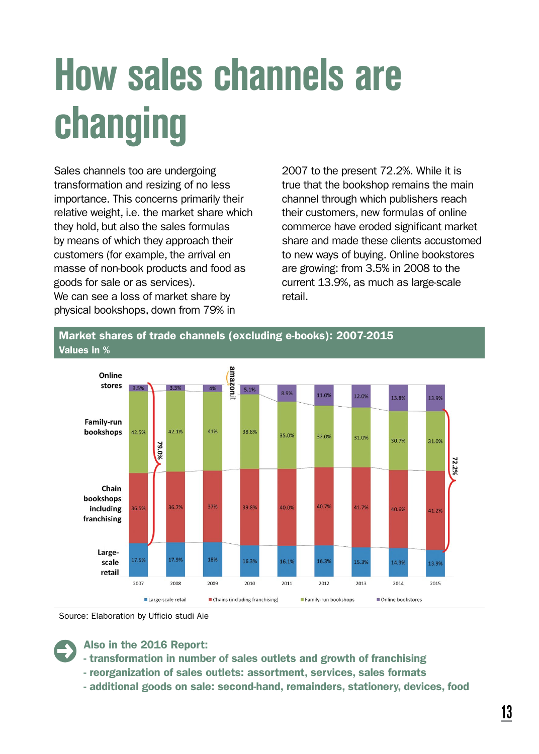# How sales channels are changing

Sales channels too are undergoing transformation and resizing of no less importance. This concerns primarily their relative weight, i.e. the market share which they hold, but also the sales formulas by means of which they approach their customers (for example, the arrival en masse of non-book products and food as goods for sale or as services).
We can see a loss of market share by physical bookshops, down from 79% in 2007 to the present 72.2%. While it is true that the bookshop remains the main channel through which publishers reach their customers, new formulas of online commerce have eroded significant market share and made these clients accustomed to new ways of buying. Online bookstores are growing: from 3.5% in 2008 to the current 13.9%, as much as large-scale retail.

**Market shares of trade channels (excluding e-books): 2007-2015**
**Values in %**

| | 2007 | 2008 | 2009 | 2010 | 2011 | 2012 | 2013 | 2014 | 2015 |
|---|---|---|---|---|---|---|---|---|---|
| Online stores | 3.5% | 3.3% | 4% | 5.1% | 8.9% | 11.0% | 12.0% | 13.8% | 13.9% |
| Family-run bookshops | 42.5% | 42.1% | 41% | 38.8% | 35.0% | 32.0% | 31.0% | 30.7% | 31.0% |
| Chain bookshops including franchising | 36.5% | 36.7% | 37% | 39.8% | 40.0% | 40.7% | 41.7% | 40.6% | 41.2% |
| Large-scale retail | 17.5% | 17.9% | 18% | 16.3% | 16.1% | 16.3% | 15.3% | 14.9% | 13.9% |

Physical bookshops (family-run + chains): 79.0% in 2007; 72.2% in 2015. amazon.it (entry between 2009 and 2010).

Source: Elaboration by Ufficio studi Aie

**Also in the 2016 Report:**
- **transformation in number of sales outlets and growth of franchising**
- **reorganization of sales outlets: assortment, services, sales formats**
- **additional goods on sale: second-hand, remainders, stationery, devices, food**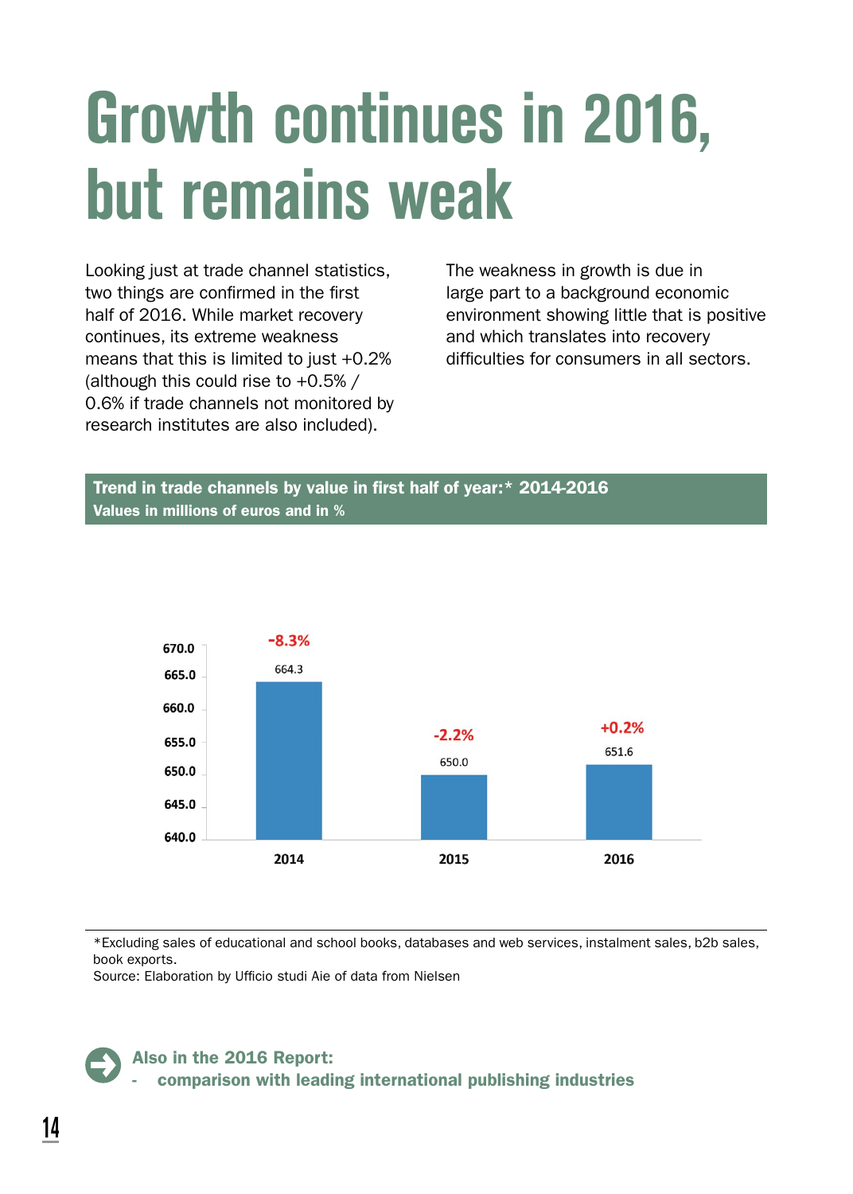# Growth continues in 2016, but remains weak

Looking just at trade channel statistics, two things are confirmed in the first half of 2016. While market recovery continues, its extreme weakness means that this is limited to just +0.2% (although this could rise to +0.5% / 0.6% if trade channels not monitored by research institutes are also included).

The weakness in growth is due in large part to a background economic environment showing little that is positive and which translates into recovery difficulties for consumers in all sectors.

**Trend in trade channels by value in first half of year:* 2014-2016**
**Values in millions of euros and in %**

| Year | Value | Change |
|---|---|---|
| 2014 | 664.3 | -8.3% |
| 2015 | 650.0 | -2.2% |
| 2016 | 651.6 | +0.2% |

*Excluding sales of educational and school books, databases and web services, instalment sales, b2b sales, book exports.
Source: Elaboration by Ufficio studi Aie of data from Nielsen

**Also in the 2016 Report:**
- **comparison with leading international publishing industries**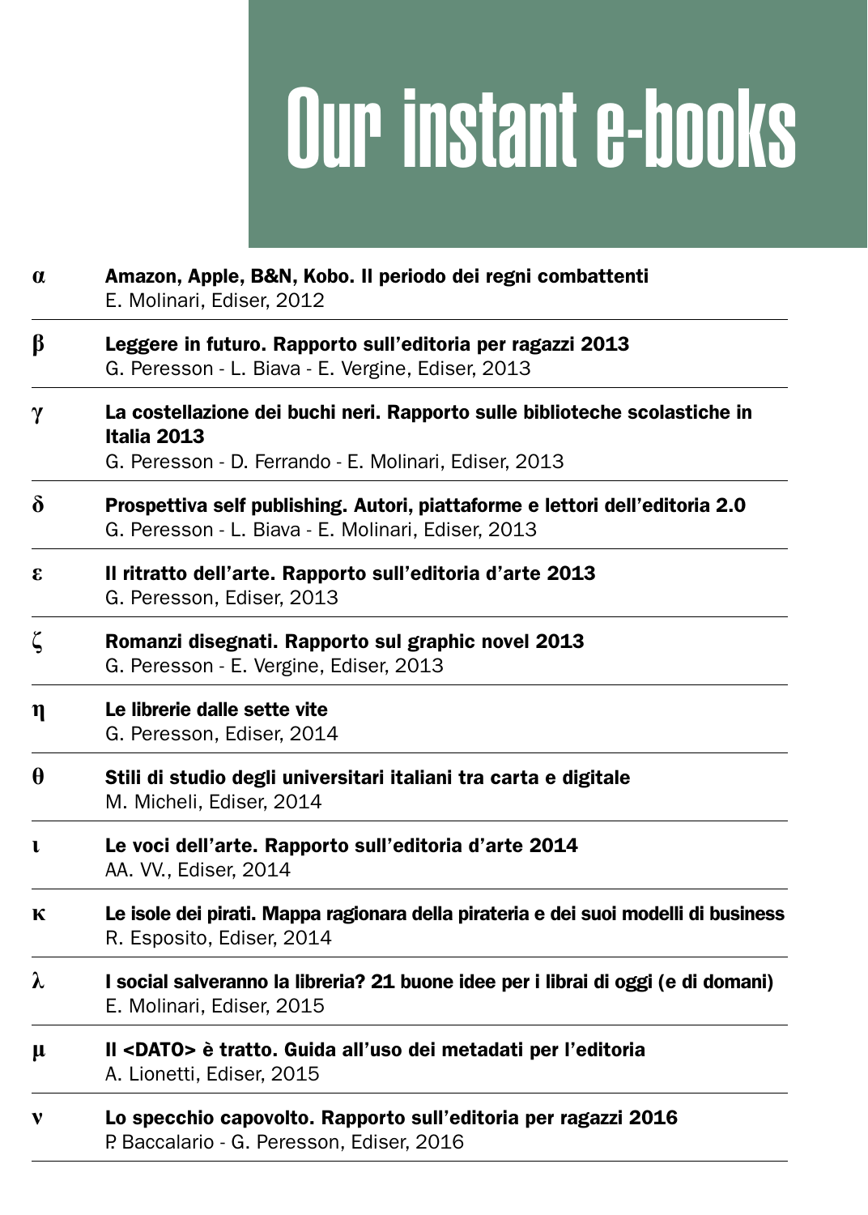# Our instant e-books

α **Amazon, Apple, B&N, Kobo. Il periodo dei regni combattenti**
E. Molinari, Ediser, 2012

β **Leggere in futuro. Rapporto sull'editoria per ragazzi 2013**
G. Peresson - L. Biava - E. Vergine, Ediser, 2013

γ **La costellazione dei buchi neri. Rapporto sulle biblioteche scolastiche in Italia 2013**
G. Peresson - D. Ferrando - E. Molinari, Ediser, 2013

δ **Prospettiva self publishing. Autori, piattaforme e lettori dell'editoria 2.0**
G. Peresson - L. Biava - E. Molinari, Ediser, 2013

ε **Il ritratto dell'arte. Rapporto sull'editoria d'arte 2013**
G. Peresson, Ediser, 2013

ζ **Romanzi disegnati. Rapporto sul graphic novel 2013**
G. Peresson - E. Vergine, Ediser, 2013

η **Le librerie dalle sette vite**
G. Peresson, Ediser, 2014

θ **Stili di studio degli universitari italiani tra carta e digitale**
M. Micheli, Ediser, 2014

ι **Le voci dell'arte. Rapporto sull'editoria d'arte 2014**
AA. VV., Ediser, 2014

κ **Le isole dei pirati. Mappa ragionara della pirateria e dei suoi modelli di business**
R. Esposito, Ediser, 2014

λ **I social salveranno la libreria? 21 buone idee per i librai di oggi (e di domani)**
E. Molinari, Ediser, 2015

μ **Il <DATO> è tratto. Guida all'uso dei metadati per l'editoria**
A. Lionetti, Ediser, 2015

ν **Lo specchio capovolto. Rapporto sull'editoria per ragazzi 2016**
P. Baccalario - G. Peresson, Ediser, 2016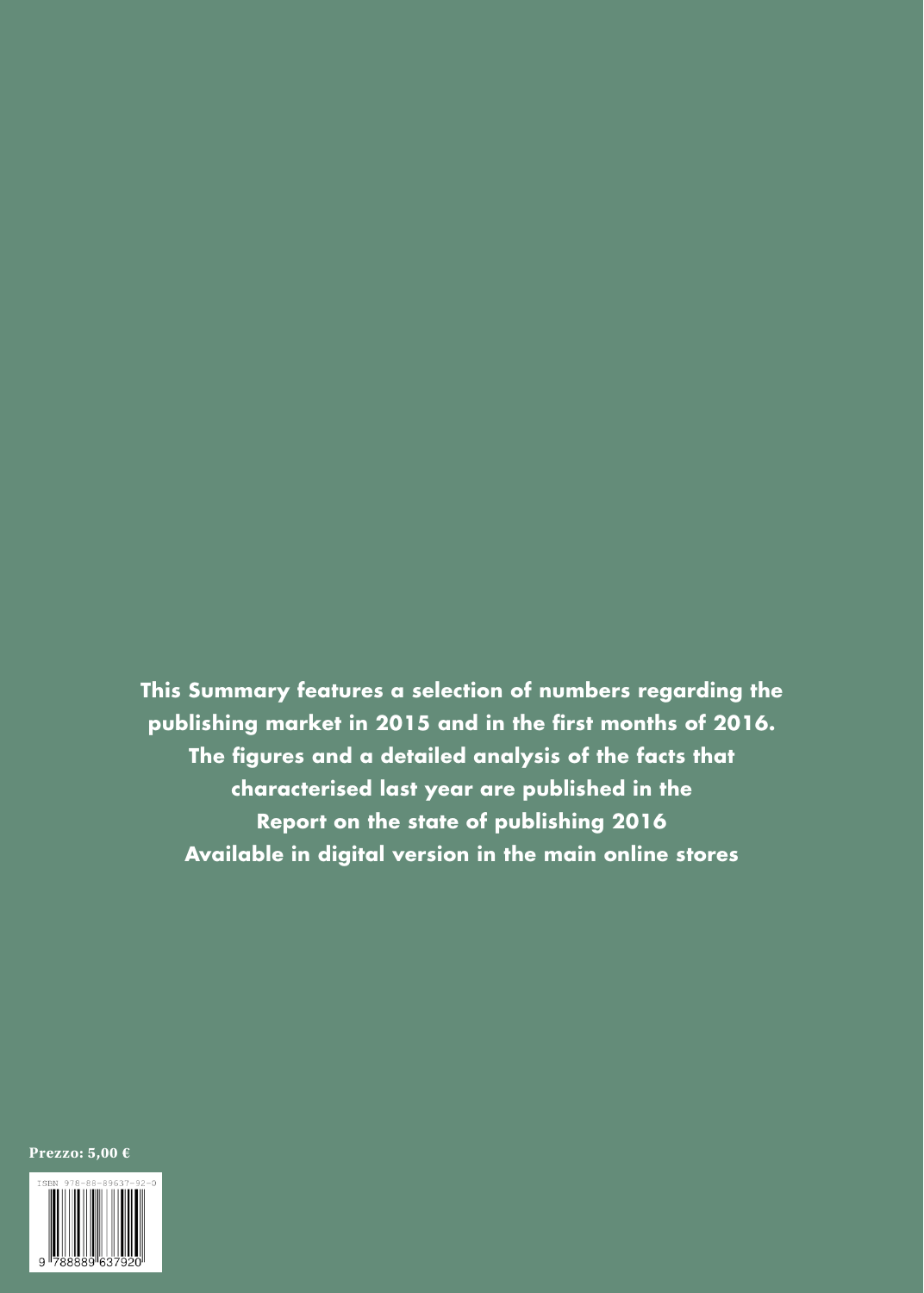**This Summary features a selection of numbers regarding the publishing market in 2015 and in the first months of 2016. The figures and a detailed analysis of the facts that characterised last year are published in the Report on the state of publishing 2016 Available in digital version in the main online stores**

**Prezzo: 5,00 €**

ISBN 978-88-89637-92-0

9 788889 637920